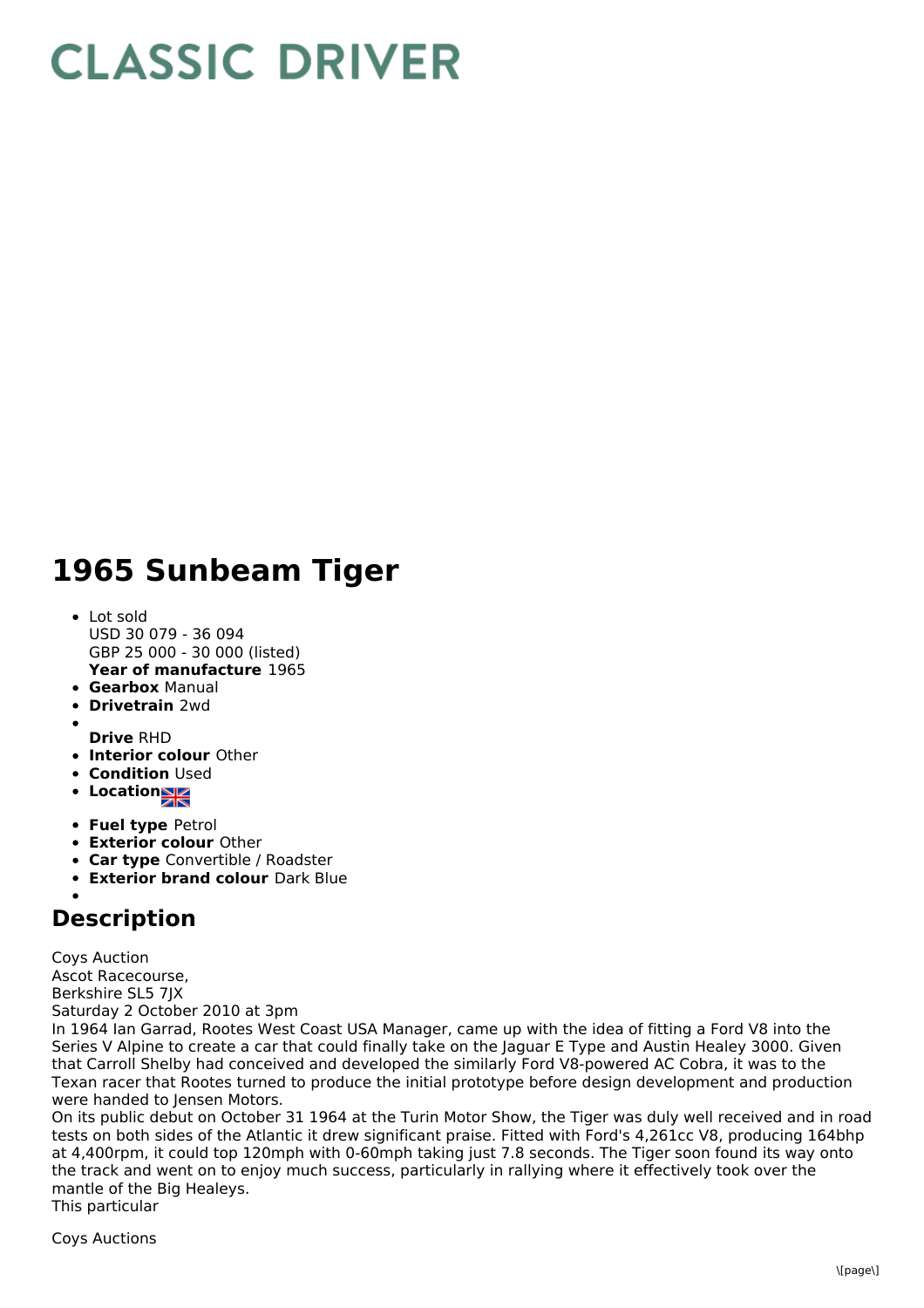# CLASSIC DRIVER

# 1965 Sunbeam Tiger

- Lot sold
  USD 30 079 - 36 094
  GBP 25 000 - 30 000 (listed)
  **Year of manufacture** 1965
- **Gearbox** Manual
- **Drivetrain** 2wd
- **Drive** RHD
- **Interior colour** Other
- **Condition** Used
- **Location**
- **Fuel type** Petrol
- **Exterior colour** Other
- **Car type** Convertible / Roadster
- **Exterior brand colour** Dark Blue

## Description

Coys Auction
Ascot Racecourse,
Berkshire SL5 7JX
Saturday 2 October 2010 at 3pm
In 1964 Ian Garrad, Rootes West Coast USA Manager, came up with the idea of fitting a Ford V8 into the Series V Alpine to create a car that could finally take on the Jaguar E Type and Austin Healey 3000. Given that Carroll Shelby had conceived and developed the similarly Ford V8-powered AC Cobra, it was to the Texan racer that Rootes turned to produce the initial prototype before design development and production were handed to Jensen Motors.
On its public debut on October 31 1964 at the Turin Motor Show, the Tiger was duly well received and in road tests on both sides of the Atlantic it drew significant praise. Fitted with Ford's 4,261cc V8, producing 164bhp at 4,400rpm, it could top 120mph with 0-60mph taking just 7.8 seconds. The Tiger soon found its way onto the track and went on to enjoy much success, particularly in rallying where it effectively took over the mantle of the Big Healeys.
This particular

Coys Auctions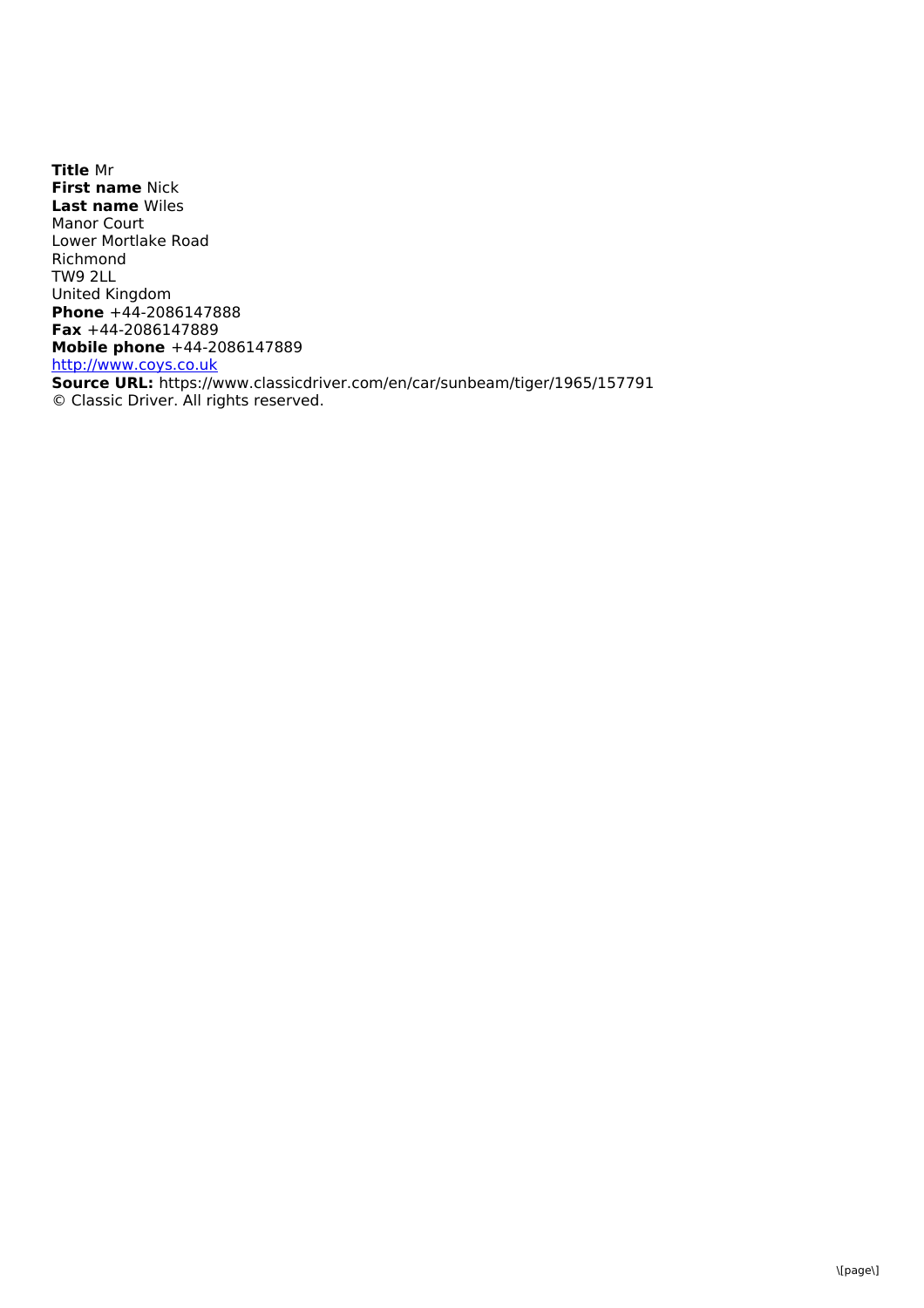**Title** Mr
**First name** Nick
**Last name** Wiles
Manor Court
Lower Mortlake Road
Richmond
TW9 2LL
United Kingdom
**Phone** +44-2086147888
**Fax** +44-2086147889
**Mobile phone** +44-2086147889
[http://www.coys.co.uk](http://www.coys.co.uk)
**Source URL:** https://www.classicdriver.com/en/car/sunbeam/tiger/1965/157791
© Classic Driver. All rights reserved.